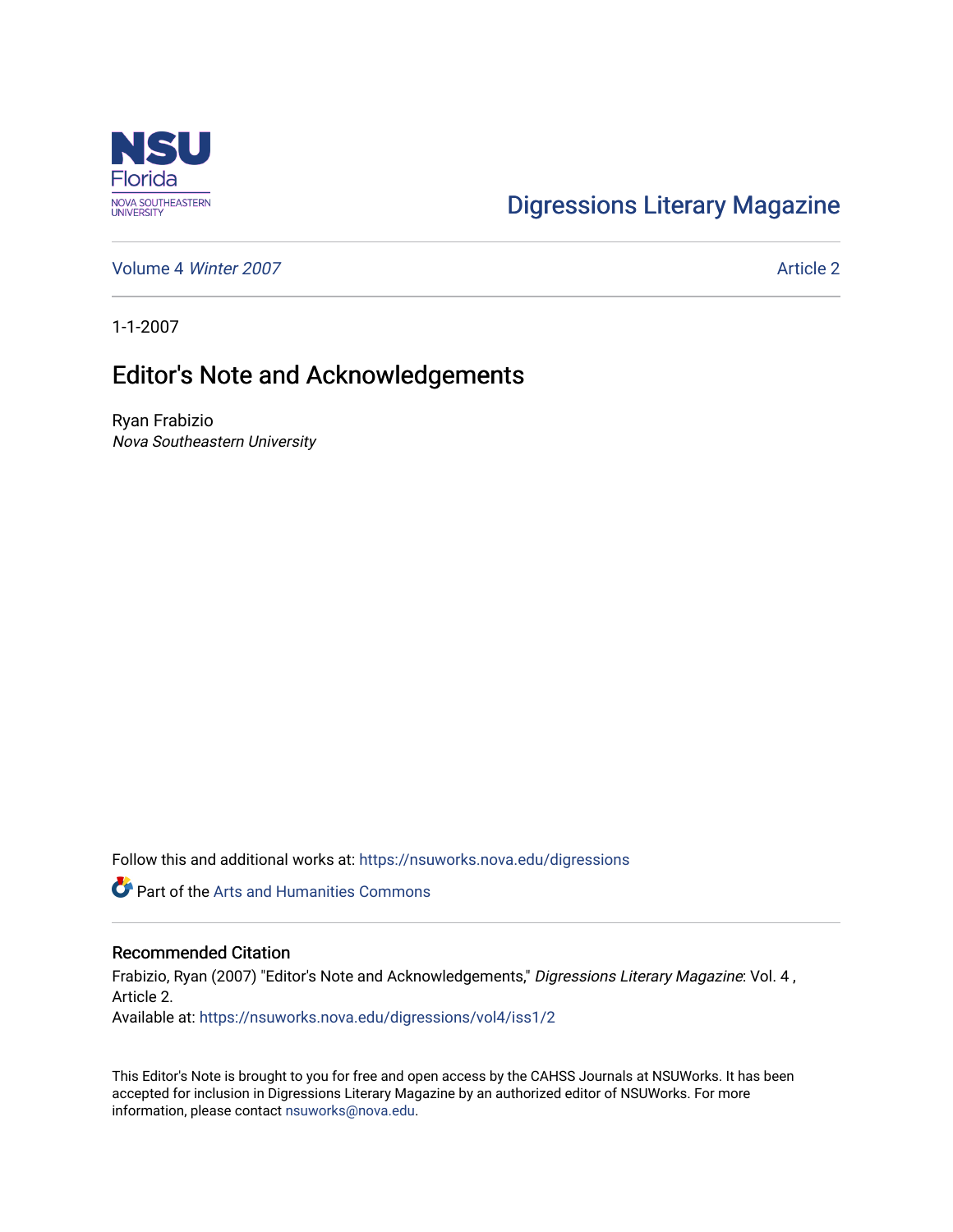Digressions Literary Magazine

Volume 4 *Winter 2007*

Article 2

1-1-2007

# Editor's Note and Acknowledgements

Ryan Frabizio
*Nova Southeastern University*

Follow this and additional works at: https://nsuworks.nova.edu/digressions

Part of the Arts and Humanities Commons

## Recommended Citation

Frabizio, Ryan (2007) "Editor's Note and Acknowledgements," *Digressions Literary Magazine*: Vol. 4 , Article 2.
Available at: https://nsuworks.nova.edu/digressions/vol4/iss1/2

This Editor's Note is brought to you for free and open access by the CAHSS Journals at NSUWorks. It has been accepted for inclusion in Digressions Literary Magazine by an authorized editor of NSUWorks. For more information, please contact nsuworks@nova.edu.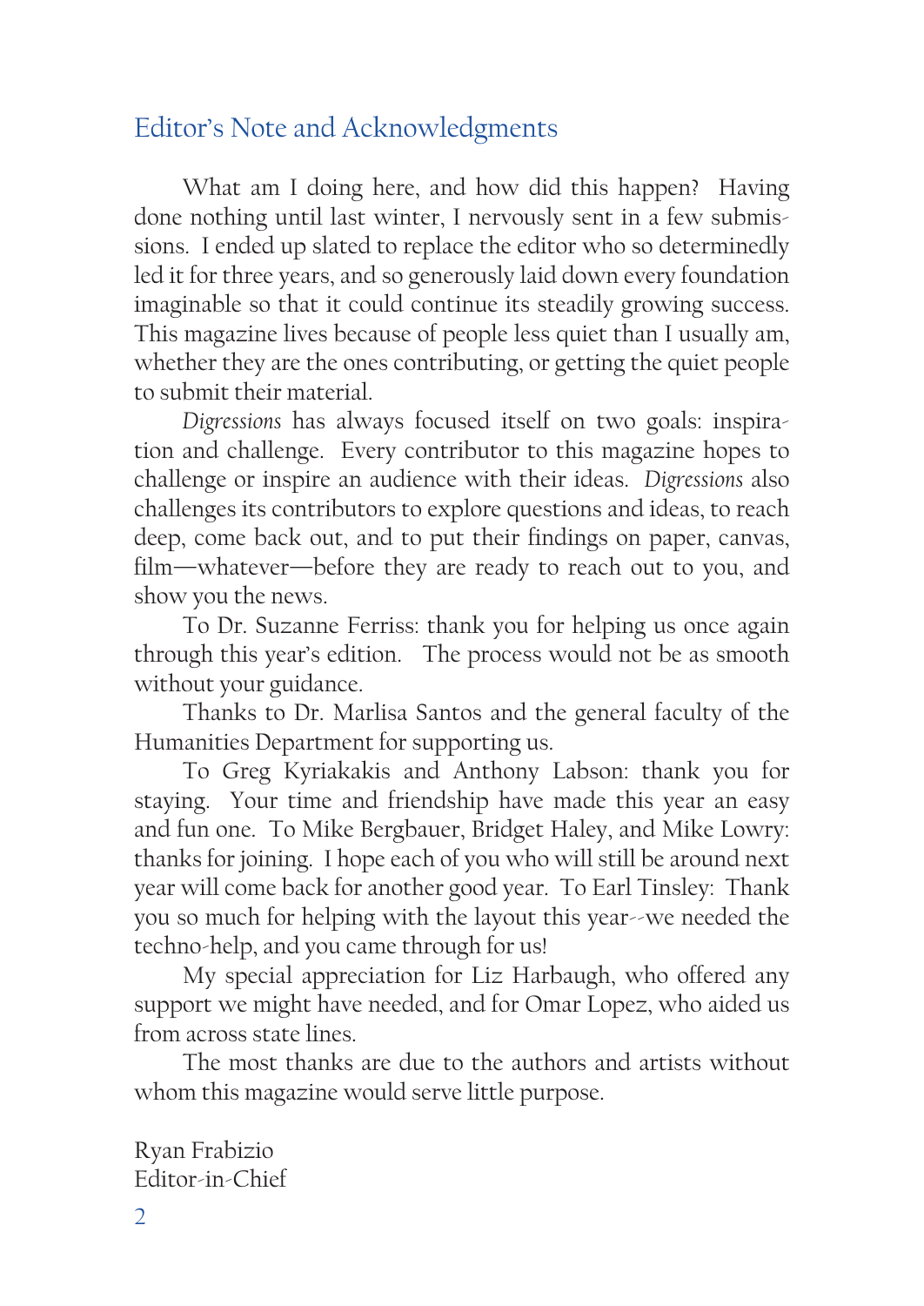## Editor's Note and Acknowledgments

What am I doing here, and how did this happen? Having done nothing until last winter, I nervously sent in a few submissions. I ended up slated to replace the editor who so determinedly led it for three years, and so generously laid down every foundation imaginable so that it could continue its steadily growing success. This magazine lives because of people less quiet than I usually am, whether they are the ones contributing, or getting the quiet people to submit their material.

*Digressions* has always focused itself on two goals: inspiration and challenge. Every contributor to this magazine hopes to challenge or inspire an audience with their ideas. *Digressions* also challenges its contributors to explore questions and ideas, to reach deep, come back out, and to put their findings on paper, canvas, film—whatever—before they are ready to reach out to you, and show you the news.

To Dr. Suzanne Ferriss: thank you for helping us once again through this year's edition. The process would not be as smooth without your guidance.

Thanks to Dr. Marlisa Santos and the general faculty of the Humanities Department for supporting us.

To Greg Kyriakakis and Anthony Labson: thank you for staying. Your time and friendship have made this year an easy and fun one. To Mike Bergbauer, Bridget Haley, and Mike Lowry: thanks for joining. I hope each of you who will still be around next year will come back for another good year. To Earl Tinsley: Thank you so much for helping with the layout this year--we needed the techno-help, and you came through for us!

My special appreciation for Liz Harbaugh, who offered any support we might have needed, and for Omar Lopez, who aided us from across state lines.

The most thanks are due to the authors and artists without whom this magazine would serve little purpose.

Ryan Frabizio  
Editor-in-Chief